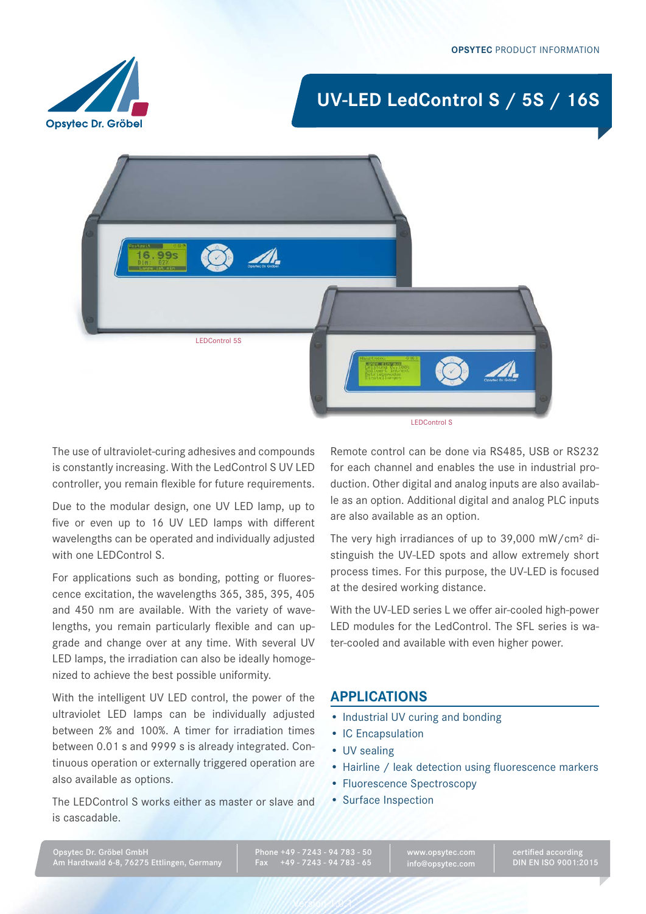OPSYTEC PRODUCT INFORMATION

Opsytec Dr. Gröbel

# UV-LED LedControl S / 5S / 16S

LEDControl 5S

LEDControl S

The use of ultraviolet-curing adhesives and compounds is constantly increasing. With the LedControl S UV LED controller, you remain flexible for future requirements.

Due to the modular design, one UV LED lamp, up to five or even up to 16 UV LED lamps with different wavelengths can be operated and individually adjusted with one LEDControl S.

For applications such as bonding, potting or fluorescence excitation, the wavelengths 365, 385, 395, 405 and 450 nm are available. With the variety of wavelengths, you remain particularly flexible and can upgrade and change over at any time. With several UV LED lamps, the irradiation can also be ideally homogenized to achieve the best possible uniformity.

With the intelligent UV LED control, the power of the ultraviolet LED lamps can be individually adjusted between 2% and 100%. A timer for irradiation times between 0.01 s and 9999 s is already integrated. Continuous operation or externally triggered operation are also available as options.

The LEDControl S works either as master or slave and is cascadable.

Remote control can be done via RS485, USB or RS232 for each channel and enables the use in industrial production. Other digital and analog inputs are also available as an option. Additional digital and analog PLC inputs are also available as an option.

The very high irradiances of up to 39,000 mW/cm² distinguish the UV-LED spots and allow extremely short process times. For this purpose, the UV-LED is focused at the desired working distance.

With the UV-LED series L we offer air-cooled high-power LED modules for the LedControl. The SFL series is water-cooled and available with even higher power.

## APPLICATIONS

- Industrial UV curing and bonding
- IC Encapsulation
- UV sealing
- Hairline / leak detection using fluorescence markers
- Fluorescence Spectroscopy
- Surface Inspection

Opsytec Dr. Gröbel GmbH
Am Hardtwald 6-8, 76275 Ettlingen, Germany

Phone +49 - 7243 - 94 783 - 50
Fax +49 - 7243 - 94 783 - 65

www.opsytec.com
info@opsytec.com

certified according
DIN EN ISO 9001:2015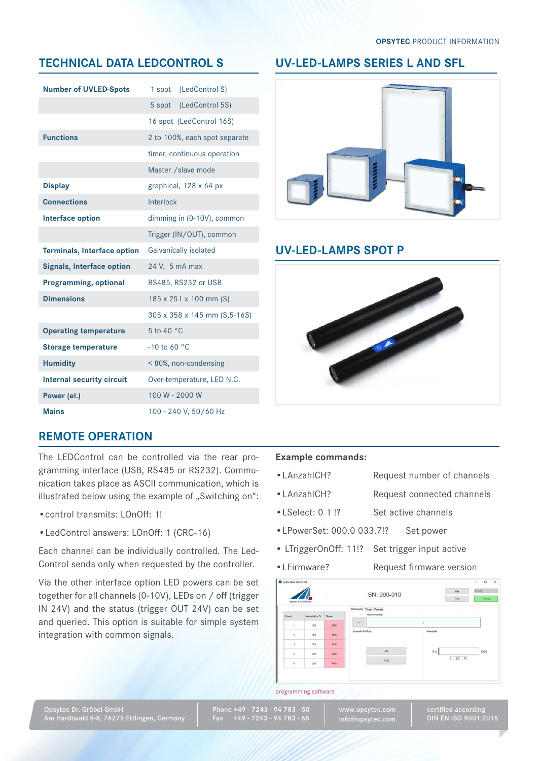## TECHNICAL DATA LEDCONTROL S

| | |
|---|---|
| **Number of UVLED-Spots** | 1 spot (LedControl S) |
| | 5 spot (LedControl 5S) |
| | 16 spot (LedControl 16S) |
| **Functions** | 2 to 100%, each spot separate |
| | timer, continuous operation |
| | Master /slave mode |
| **Display** | graphical, 128 x 64 px |
| **Connections** | Interlock |
| **Interface option** | dimming in (0-10V), common |
| | Trigger (IN/OUT), common |
| **Terminals, Interface option** | Galvanically isolated |
| **Signals, Interface option** | 24 V, 5 mA max |
| **Programming, optional** | RS485, RS232 or USB |
| **Dimensions** | 185 x 251 x 100 mm (S) |
| | 305 x 358 x 145 mm (S,5-16S) |
| **Operating temperature** | 5 to 40 °C |
| **Storage temperature** | -10 to 60 °C |
| **Humidity** | < 80%, non-condensing |
| **Internal security circuit** | Over-temperature, LED N.C. |
| **Power (el.)** | 100 W - 2000 W |
| **Mains** | 100 - 240 V, 50/60 Hz |

## UV-LED-LAMPS SERIES L AND SFL

## UV-LED-LAMPS SPOT P

## REMOTE OPERATION

The LEDControl can be controlled via the rear programming interface (USB, RS485 or RS232). Communication takes place as ASCII communication, which is illustrated below using the example of „Switching on":

- control transmits: LOnOff: 1!
- LedControl answers: LOnOff: 1 (CRC-16)

Each channel can be individually controlled. The LedControl sends only when requested by the controller.

Via the other interface option LED powers can be set together for all channels (0-10V), LEDs on / off (trigger IN 24V) and the status (trigger OUT 24V) can be set and queried. This option is suitable for simple system integration with common signals.

**Example commands:**

- LAnzahlCH? Request number of channels
- LAnzahlCH? Request connected channels
- LSelect: 0 1 !? Set active channels
- LPowerSet: 000.0 033.7!? Set power
- LTriggerOnOff: 11!? Set trigger input active
- LFirmware? Request firmware version

programming software

Opsytec Dr. Gröbel GmbH
Am Hardtwald 6-8, 76275 Ettlingen, Germany

Phone +49 - 7243 - 94 783 - 50
Fax +49 - 7243 - 94 783 - 65

www.opsytec.com
info@opsytec.com

certified according
DIN EN ISO 9001:2015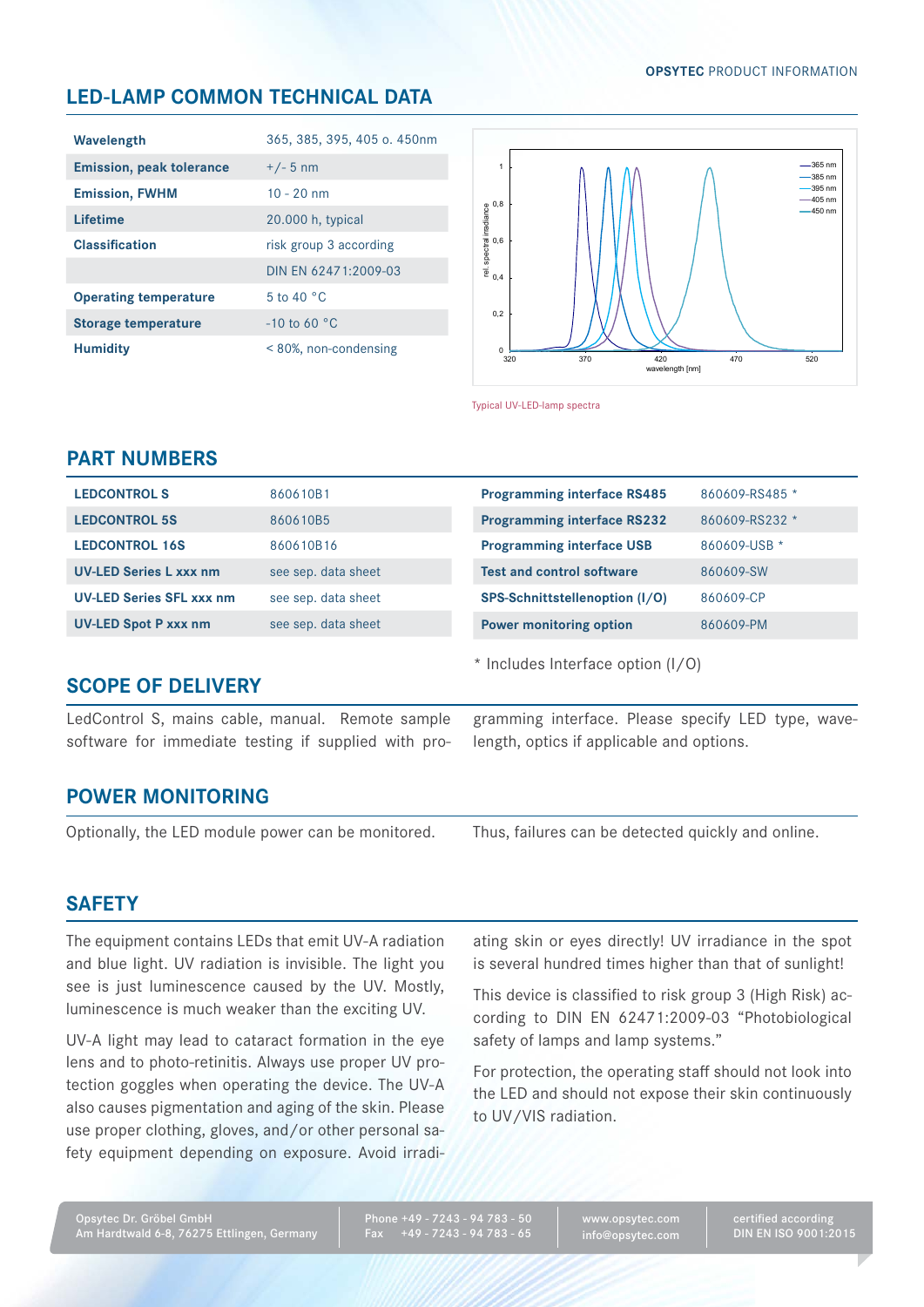## LED-LAMP COMMON TECHNICAL DATA

| | |
|---|---|
| **Wavelength** | 365, 385, 395, 405 o. 450nm |
| **Emission, peak tolerance** | +/- 5 nm |
| **Emission, FWHM** | 10 - 20 nm |
| **Lifetime** | 20.000 h, typical |
| **Classification** | risk group 3 according |
| | DIN EN 62471:2009-03 |
| **Operating temperature** | 5 to 40 °C |
| **Storage temperature** | -10 to 60 °C |
| **Humidity** | < 80%, non-condensing |

365 nm
385 nm
395 nm
405 nm
450 nm
rel. spectral irradiance
1
0,8
0,6
0,4
0,2
0
320
370
420
470
520
wavelength [nm]

Typical UV-LED-lamp spectra

## PART NUMBERS

| | |
|---|---|
| **LEDCONTROL S** | 860610B1 |
| **LEDCONTROL 5S** | 860610B5 |
| **LEDCONTROL 16S** | 860610B16 |
| **UV-LED Series L xxx nm** | see sep. data sheet |
| **UV-LED Series SFL xxx nm** | see sep. data sheet |
| **UV-LED Spot P xxx nm** | see sep. data sheet |

| | |
|---|---|
| **Programming interface RS485** | 860609-RS485 * |
| **Programming interface RS232** | 860609-RS232 * |
| **Programming interface USB** | 860609-USB * |
| **Test and control software** | 860609-SW |
| **SPS-Schnittstellenoption (I/O)** | 860609-CP |
| **Power monitoring option** | 860609-PM |

* Includes Interface option (I/O)

## SCOPE OF DELIVERY

LedControl S, mains cable, manual. Remote sample software for immediate testing if supplied with programming interface. Please specify LED type, wavelength, optics if applicable and options.

## POWER MONITORING

Optionally, the LED module power can be monitored. Thus, failures can be detected quickly and online.

## SAFETY

The equipment contains LEDs that emit UV-A radiation and blue light. UV radiation is invisible. The light you see is just luminescence caused by the UV. Mostly, luminescence is much weaker than the exciting UV.

UV-A light may lead to cataract formation in the eye lens and to photo-retinitis. Always use proper UV protection goggles when operating the device. The UV-A also causes pigmentation and aging of the skin. Please use proper clothing, gloves, and/or other personal safety equipment depending on exposure. Avoid irradiating skin or eyes directly! UV irradiance in the spot is several hundred times higher than that of sunlight!

This device is classified to risk group 3 (High Risk) according to DIN EN 62471:2009-03 "Photobiological safety of lamps and lamp systems."

For protection, the operating staff should not look into the LED and should not expose their skin continuously to UV/VIS radiation.

Opsytec Dr. Gröbel GmbH
Am Hardtwald 6-8, 76275 Ettlingen, Germany

Phone +49 - 7243 - 94 783 - 50
Fax +49 - 7243 - 94 783 - 65

www.opsytec.com
info@opsytec.com

certified according
DIN EN ISO 9001:2015